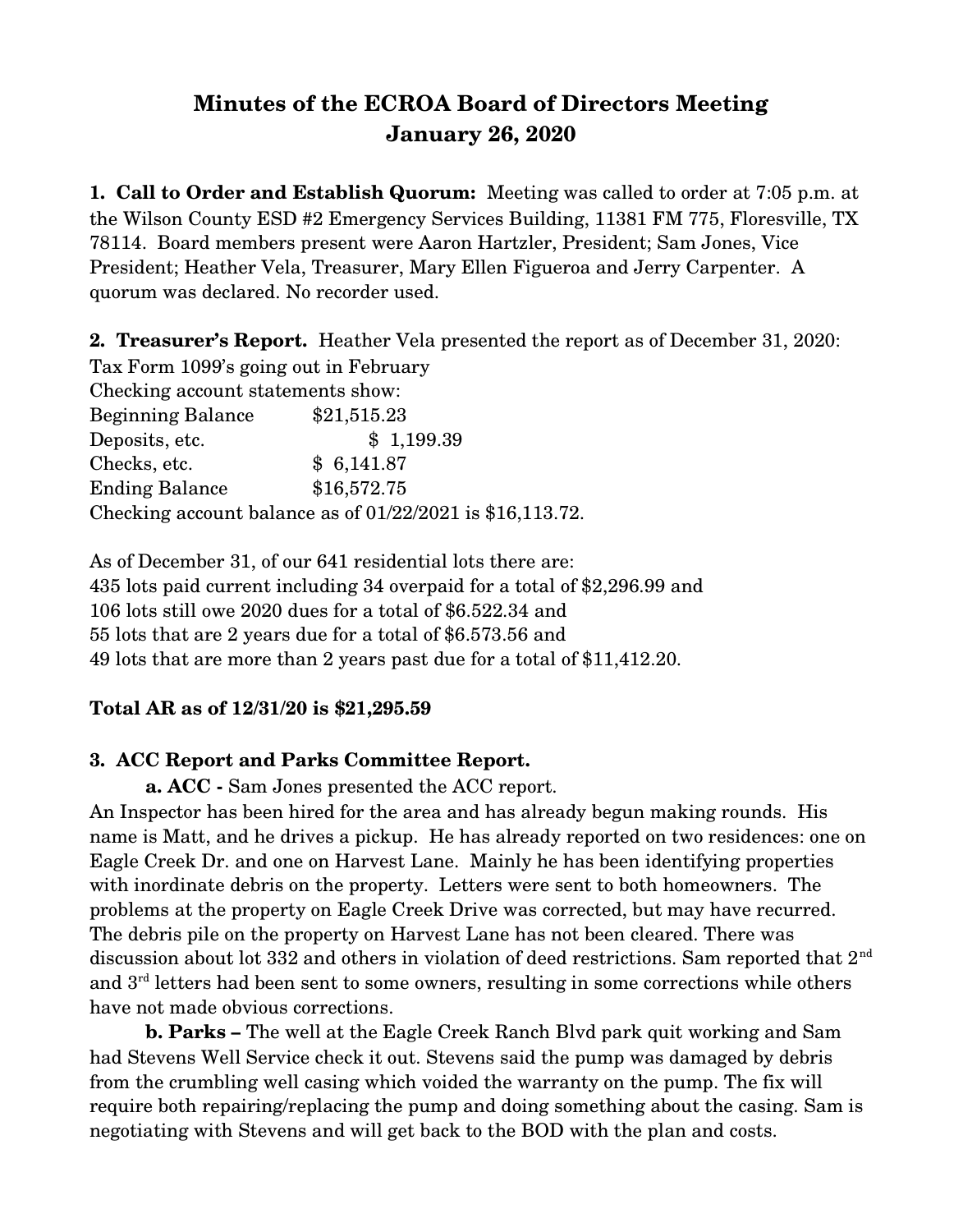# Minutes of the ECROA Board of Directors Meeting
# January 26, 2020

**1. Call to Order and Establish Quorum:** Meeting was called to order at 7:05 p.m. at the Wilson County ESD #2 Emergency Services Building, 11381 FM 775, Floresville, TX 78114. Board members present were Aaron Hartzler, President; Sam Jones, Vice President; Heather Vela, Treasurer, Mary Ellen Figueroa and Jerry Carpenter. A quorum was declared. No recorder used.

**2. Treasurer's Report.** Heather Vela presented the report as of December 31, 2020:
Tax Form 1099's going out in February
Checking account statements show:

| | |
|---|---|
| Beginning Balance | $21,515.23 |
| Deposits, etc. | $ 1,199.39 |
| Checks, etc. | $ 6,141.87 |
| Ending Balance | $16,572.75 |

Checking account balance as of 01/22/2021 is $16,113.72.

As of December 31, of our 641 residential lots there are:
435 lots paid current including 34 overpaid for a total of $2,296.99 and
106 lots still owe 2020 dues for a total of $6.522.34 and
55 lots that are 2 years due for a total of $6.573.56 and
49 lots that are more than 2 years past due for a total of $11,412.20.

**Total AR as of 12/31/20 is $21,295.59**

**3. ACC Report and Parks Committee Report.**

**a. ACC -** Sam Jones presented the ACC report.
An Inspector has been hired for the area and has already begun making rounds. His name is Matt, and he drives a pickup. He has already reported on two residences: one on Eagle Creek Dr. and one on Harvest Lane. Mainly he has been identifying properties with inordinate debris on the property. Letters were sent to both homeowners. The problems at the property on Eagle Creek Drive was corrected, but may have recurred. The debris pile on the property on Harvest Lane has not been cleared. There was discussion about lot 332 and others in violation of deed restrictions. Sam reported that 2nd and 3rd letters had been sent to some owners, resulting in some corrections while others have not made obvious corrections.

**b. Parks –** The well at the Eagle Creek Ranch Blvd park quit working and Sam had Stevens Well Service check it out. Stevens said the pump was damaged by debris from the crumbling well casing which voided the warranty on the pump. The fix will require both repairing/replacing the pump and doing something about the casing. Sam is negotiating with Stevens and will get back to the BOD with the plan and costs.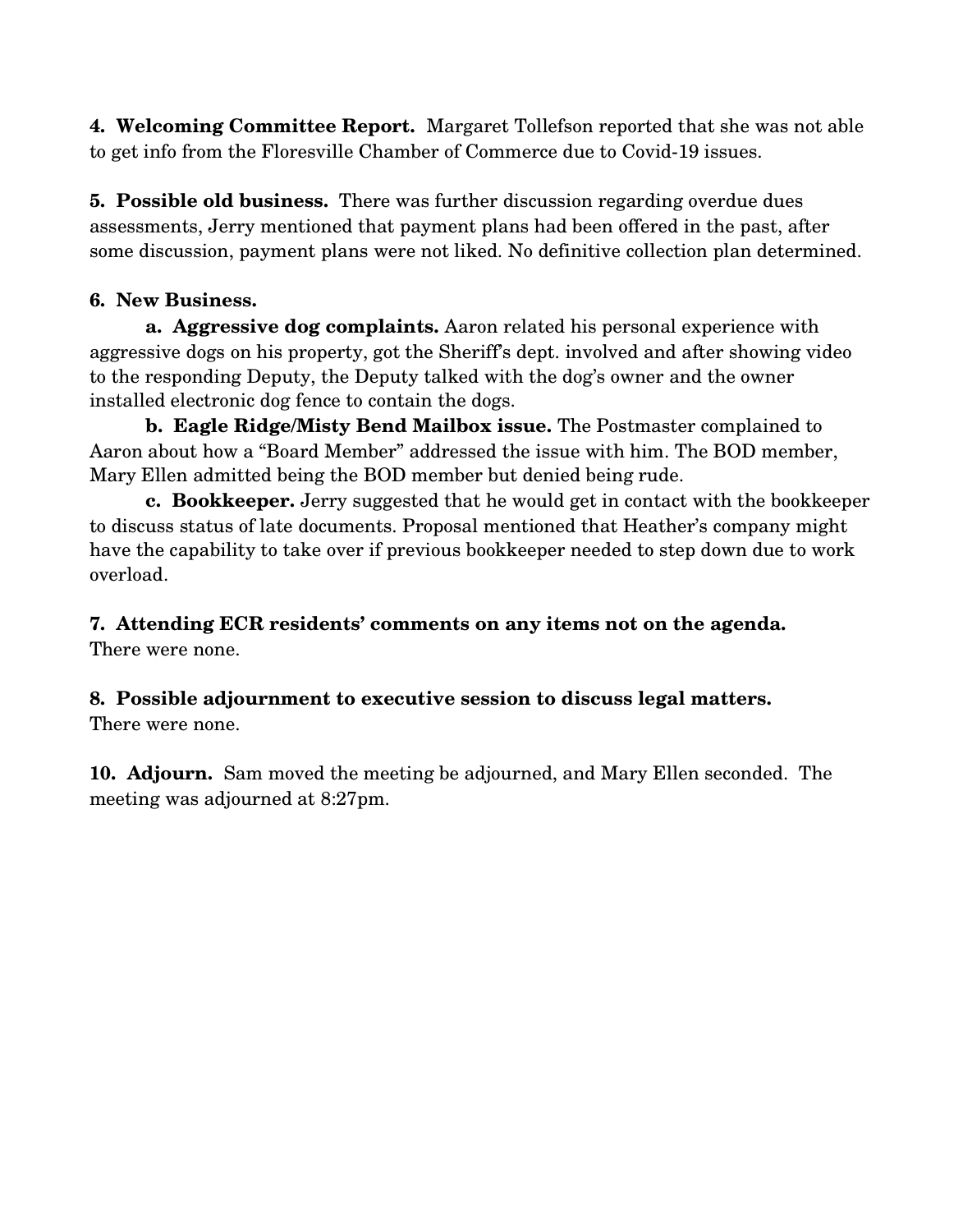**4. Welcoming Committee Report.** Margaret Tollefson reported that she was not able to get info from the Floresville Chamber of Commerce due to Covid-19 issues.

**5. Possible old business.** There was further discussion regarding overdue dues assessments, Jerry mentioned that payment plans had been offered in the past, after some discussion, payment plans were not liked. No definitive collection plan determined.

**6. New Business.**

**a. Aggressive dog complaints.** Aaron related his personal experience with aggressive dogs on his property, got the Sheriff's dept. involved and after showing video to the responding Deputy, the Deputy talked with the dog's owner and the owner installed electronic dog fence to contain the dogs.

**b. Eagle Ridge/Misty Bend Mailbox issue.** The Postmaster complained to Aaron about how a "Board Member" addressed the issue with him. The BOD member, Mary Ellen admitted being the BOD member but denied being rude.

**c. Bookkeeper.** Jerry suggested that he would get in contact with the bookkeeper to discuss status of late documents. Proposal mentioned that Heather's company might have the capability to take over if previous bookkeeper needed to step down due to work overload.

**7. Attending ECR residents' comments on any items not on the agenda.**
There were none.

**8. Possible adjournment to executive session to discuss legal matters.**
There were none.

**10. Adjourn.** Sam moved the meeting be adjourned, and Mary Ellen seconded. The meeting was adjourned at 8:27pm.